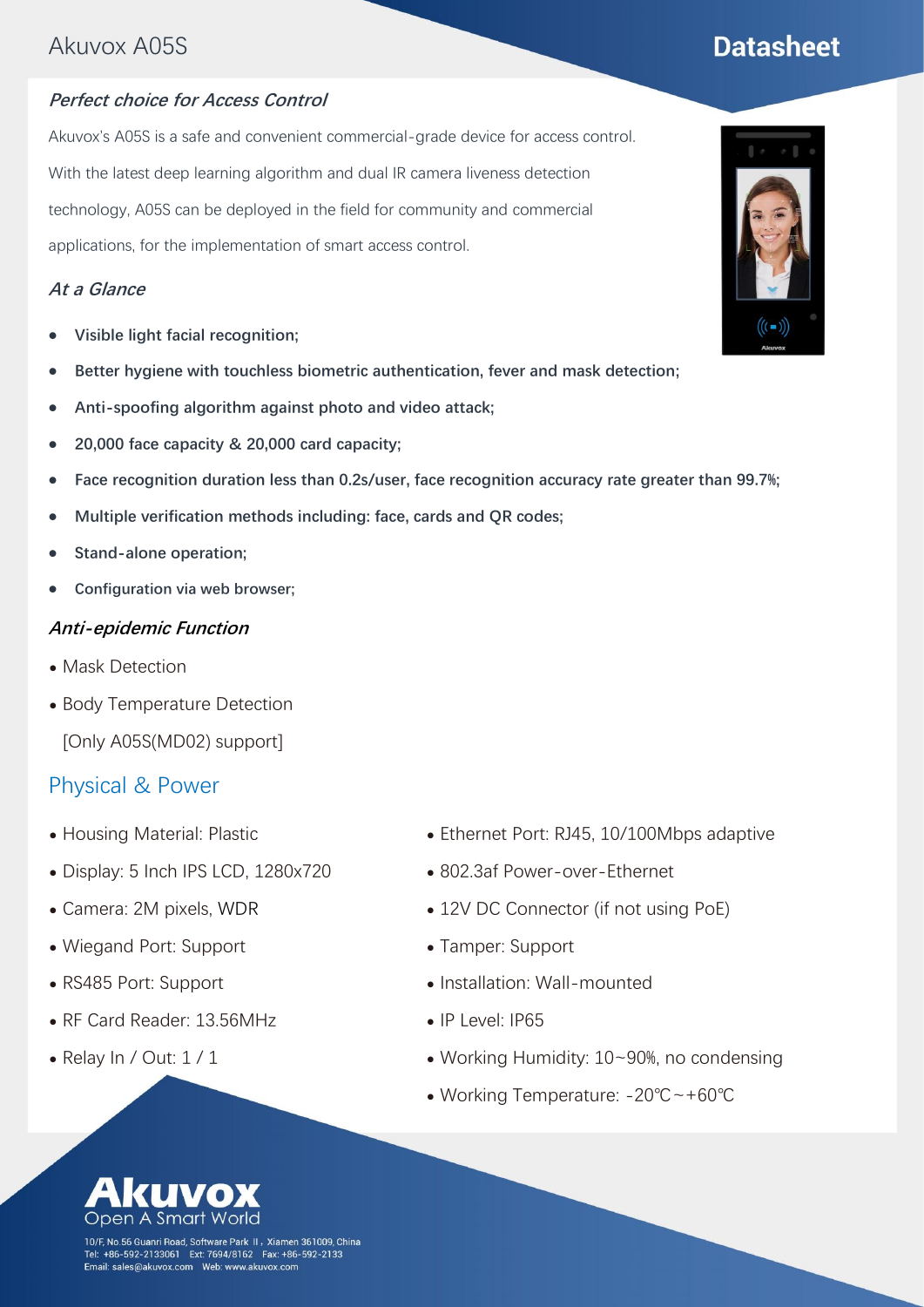Akuvox A05S

# Datasheet

### *Perfect choice for Access Control*

Akuvox's A05S is a safe and convenient commercial-grade device for access control. With the latest deep learning algorithm and dual IR camera liveness detection technology, A05S can be deployed in the field for community and commercial applications, for the implementation of smart access control.

### *At a Glance*

- **Visible light facial recognition;**
- **Better hygiene with touchless biometric authentication, fever and mask detection;**
- **Anti-spoofing algorithm against photo and video attack;**
- **20,000 face capacity & 20,000 card capacity;**
- **Face recognition duration less than 0.2s/user, face recognition accuracy rate greater than 99.7%;**
- **Multiple verification methods including: face, cards and QR codes;**
- **Stand-alone operation;**
- **Configuration via web browser;**

### *Anti-epidemic Function*

- Mask Detection
- Body Temperature Detection
  [Only A05S(MD02) support]

## Physical & Power

- Housing Material: Plastic
- Display: 5 Inch IPS LCD, 1280x720
- Camera: 2M pixels, WDR
- Wiegand Port: Support
- RS485 Port: Support
- RF Card Reader: 13.56MHz
- Relay In / Out: 1 / 1
- Ethernet Port: RJ45, 10/100Mbps adaptive
- 802.3af Power-over-Ethernet
- 12V DC Connector (if not using PoE)
- Tamper: Support
- Installation: Wall-mounted
- IP Level: IP65
- Working Humidity: 10~90%, no condensing
- Working Temperature: -20℃~+60℃

Akuvox
Open A Smart World

10/F, No.56 Guanri Road, Software Park Ⅱ, Xiamen 361009, China
Tel: +86-592-2133061 Ext: 7694/8162 Fax: +86-592-2133
Email: sales@akuvox.com Web: www.akuvox.com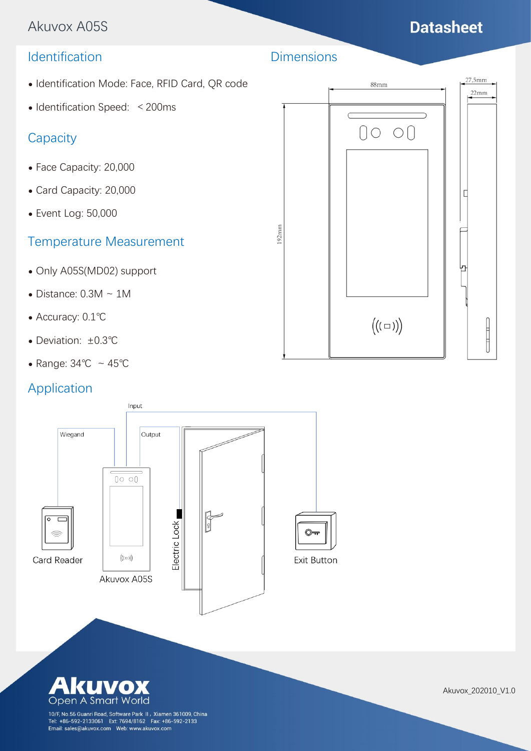## Identification

- Identification Mode: Face, RFID Card, QR code
- Identification Speed:   < 200ms

## Capacity

- Face Capacity: 20,000
- Card Capacity: 20,000
- Event Log: 50,000

## Temperature Measurement

- Only A05S(MD02) support
- Distance: 0.3M ~ 1M
- Accuracy: 0.1℃
- Deviation:  ±0.3℃
- Range: 34℃  ~ 45℃

## Dimensions

88mm

27,5mm

22mm

192mm

## Application

Input

Wiegand

Output

Card Reader

Akuvox A05S

Electric Lock

Exit Button

Akuvox_202010_V1.0

**Akuvox**
Open A Smart World

10/F, No.56 Guanri Road, Software Park Ⅱ, Xiamen 361009, China
Tel: +86-592-2133061  Ext: 7694/8162  Fax: +86-592-2133
Email: sales@akuvox.com  Web: www.akuvox.com